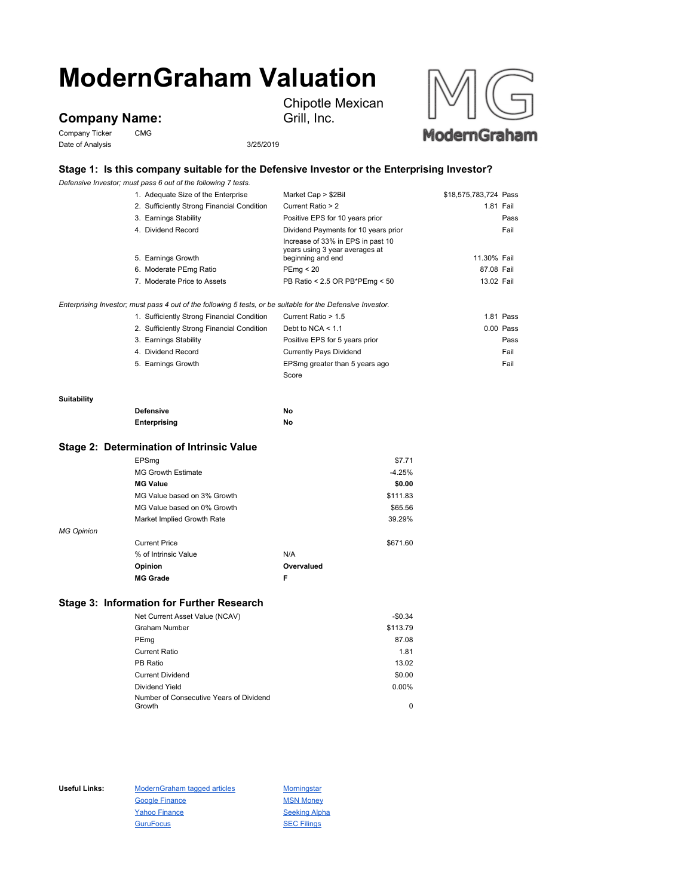# ModernGraham Valuation

## Company Name:

Chipotle Mexican Grill, Inc.

Company Ticker CMG

Date of Analysis 3/25/2019

### Stage 1: Is this company suitable for the Defensive Investor or the Enterprising Investor?

*Defensive Investor; must pass 6 out of the following 7 tests.*

| Test | Criterion | Value | Result |
|---|---|---|---|
| 1. Adequate Size of the Enterprise | Market Cap > $2Bil | $18,575,783,724 | Pass |
| 2. Sufficiently Strong Financial Condition | Current Ratio > 2 | 1.81 | Fail |
| 3. Earnings Stability | Positive EPS for 10 years prior | | Pass |
| 4. Dividend Record | Dividend Payments for 10 years prior | | Fail |
| 5. Earnings Growth | Increase of 33% in EPS in past 10 years using 3 year averages at beginning and end | 11.30% | Fail |
| 6. Moderate PEmg Ratio | PEmg < 20 | 87.08 | Fail |
| 7. Moderate Price to Assets | PB Ratio < 2.5 OR PB*PEmg < 50 | 13.02 | Fail |

*Enterprising Investor; must pass 4 out of the following 5 tests, or be suitable for the Defensive Investor.*

| Test | Criterion | Value | Result |
|---|---|---|---|
| 1. Sufficiently Strong Financial Condition | Current Ratio > 1.5 | 1.81 | Pass |
| 2. Sufficiently Strong Financial Condition | Debt to NCA < 1.1 | 0.00 | Pass |
| 3. Earnings Stability | Positive EPS for 5 years prior | | Pass |
| 4. Dividend Record | Currently Pays Dividend | | Fail |
| 5. Earnings Growth | EPSmg greater than 5 years ago | | Fail |
| | Score | | |

**Suitability**

| | |
|---|---|
| **Defensive** | **No** |
| **Enterprising** | **No** |

### Stage 2: Determination of Intrinsic Value

| | | |
|---|---|---|
| EPSmg | | $7.71 |
| MG Growth Estimate | | -4.25% |
| **MG Value** | | **$0.00** |
| MG Value based on 3% Growth | | $111.83 |
| MG Value based on 0% Growth | | $65.56 |
| Market Implied Growth Rate | | 39.29% |

*MG Opinion*

| | | |
|---|---|---|
| Current Price | | $671.60 |
| % of Intrinsic Value | N/A | |
| **Opinion** | **Overvalued** | |
| **MG Grade** | **F** | |

### Stage 3: Information for Further Research

| | |
|---|---|
| Net Current Asset Value (NCAV) | -$0.34 |
| Graham Number | $113.79 |
| PEmg | 87.08 |
| Current Ratio | 1.81 |
| PB Ratio | 13.02 |
| Current Dividend | $0.00 |
| Dividend Yield | 0.00% |
| Number of Consecutive Years of Dividend Growth | 0 |

**Useful Links:**

ModernGraham tagged articles
Morningstar
Google Finance
MSN Money
Yahoo Finance
Seeking Alpha
GuruFocus
SEC Filings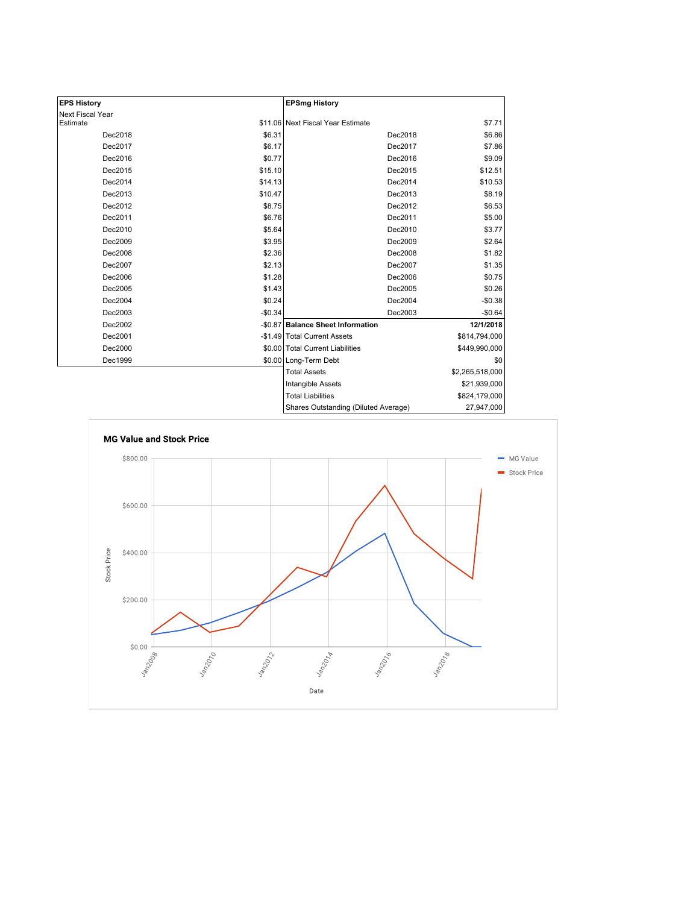| EPS History | |
|---|---|
| Next Fiscal Year Estimate | $11.06 |
| Dec2018 | $6.31 |
| Dec2017 | $6.17 |
| Dec2016 | $0.77 |
| Dec2015 | $15.10 |
| Dec2014 | $14.13 |
| Dec2013 | $10.47 |
| Dec2012 | $8.75 |
| Dec2011 | $6.76 |
| Dec2010 | $5.64 |
| Dec2009 | $3.95 |
| Dec2008 | $2.36 |
| Dec2007 | $2.13 |
| Dec2006 | $1.28 |
| Dec2005 | $1.43 |
| Dec2004 | $0.24 |
| Dec2003 | -$0.34 |
| Dec2002 | -$0.87 |
| Dec2001 | -$1.49 |
| Dec2000 | $0.00 |
| Dec1999 | $0.00 |

| EPSmg History | |
|---|---|
| Next Fiscal Year Estimate | $7.71 |
| Dec2018 | $6.86 |
| Dec2017 | $7.86 |
| Dec2016 | $9.09 |
| Dec2015 | $12.51 |
| Dec2014 | $10.53 |
| Dec2013 | $8.19 |
| Dec2012 | $6.53 |
| Dec2011 | $5.00 |
| Dec2010 | $3.77 |
| Dec2009 | $2.64 |
| Dec2008 | $1.82 |
| Dec2007 | $1.35 |
| Dec2006 | $0.75 |
| Dec2005 | $0.26 |
| Dec2004 | -$0.38 |
| Dec2003 | -$0.64 |

| Balance Sheet Information | 12/1/2018 |
|---|---|
| Total Current Assets | $814,794,000 |
| Total Current Liabilities | $449,990,000 |
| Long-Term Debt | $0 |
| Total Assets | $2,265,518,000 |
| Intangible Assets | $21,939,000 |
| Total Liabilities | $824,179,000 |
| Shares Outstanding (Diluted Average) | 27,947,000 |

**MG Value and Stock Price**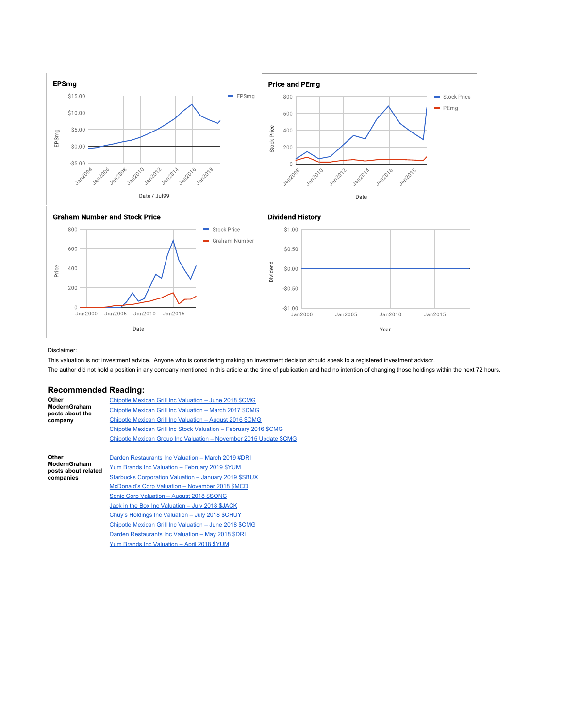EPSmg

$15.00
$10.00
$5.00
$0.00
-$5.00

EPSmg

Jan2004 Jan2006 Jan2008 Jan2010 Jan2012 Jan2014 Jan2016 Jan2018

Date / Jul99

Price and PEmg

800
600
400
200
0

Stock Price

Stock Price
PEmg

Jan2008 Jan2010 Jan2012 Jan2014 Jan2016 Jan2018

Date

Graham Number and Stock Price

800
600
400
200
0

Price

Stock Price
Graham Number

Jan2000 Jan2005 Jan2010 Jan2015

Date

Dividend History

$1.00
$0.50
$0.00
-$0.50
-$1.00

Dividend

Jan2000 Jan2005 Jan2010 Jan2015

Year

Disclaimer:

This valuation is not investment advice. Anyone who is considering making an investment decision should speak to a registered investment advisor.

The author did not hold a position in any company mentioned in this article at the time of publication and had no intention of changing those holdings within the next 72 hours.

## Recommended Reading:

| | |
|---|---|
| **Other ModernGraham posts about the company** | Chipotle Mexican Grill Inc Valuation – June 2018 $CMG<br>Chipotle Mexican Grill Inc Valuation – March 2017 $CMG<br>Chipotle Mexican Grill Inc Valuation – August 2016 $CMG<br>Chipotle Mexican Grill Inc Stock Valuation – February 2016 $CMG<br>Chipotle Mexican Group Inc Valuation – November 2015 Update $CMG |
| **Other ModernGraham posts about related companies** | Darden Restaurants Inc Valuation – March 2019 #DRI<br>Yum Brands Inc Valuation – February 2019 $YUM<br>Starbucks Corporation Valuation – January 2019 $SBUX<br>McDonald's Corp Valuation – November 2018 $MCD<br>Sonic Corp Valuation – August 2018 $SONC<br>Jack in the Box Inc Valuation – July 2018 $JACK<br>Chuy's Holdings Inc Valuation – July 2018 $CHUY<br>Chipotle Mexican Grill Inc Valuation – June 2018 $CMG<br>Darden Restaurants Inc Valuation – May 2018 $DRI<br>Yum Brands Inc Valuation – April 2018 $YUM |